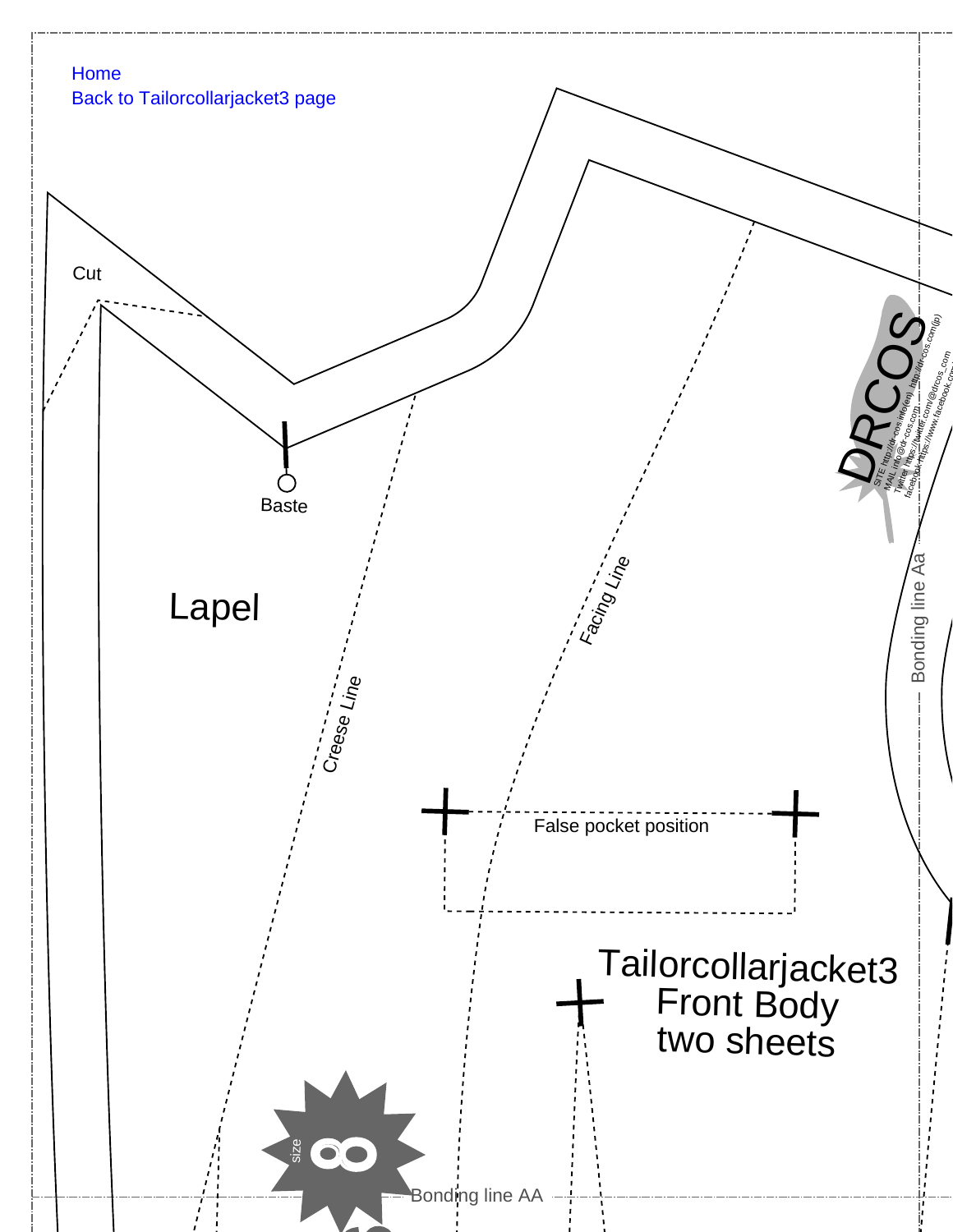Home
Back to Tailorcollarjacket3 page

Cut

Baste

Lapel

Creese Line

Facing Line

False pocket position

Tailorcollarjacket3
Front Body
two sheets

DRCOS
SITE http://dr-cos.info(en) http://dr-cos.com(jp)
MAIL info@dr-cos.com
Twitter https://twitter.com/@drcos_com
facebook https://www.facebook.com/

Bonding line Aa

size 8

Bonding line AA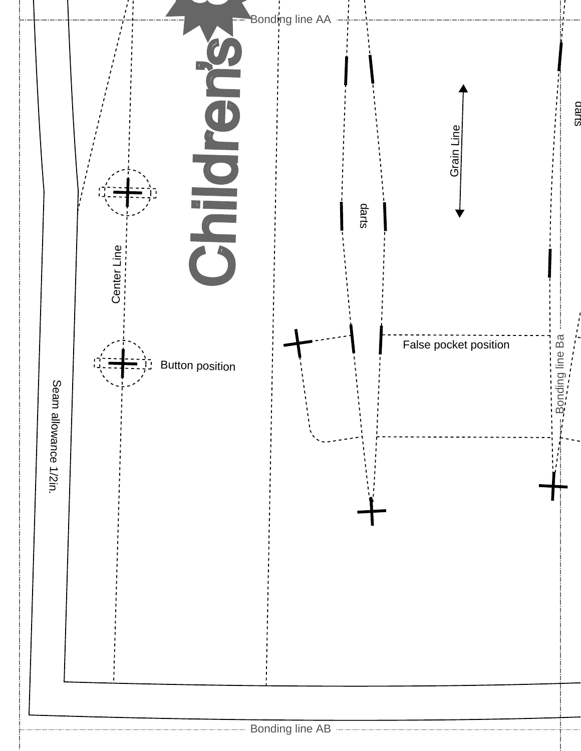Bonding line AA

Children's

darts

Grain Line

darts

Center Line

False pocket position

Button position

Bonding line Ba

Seam allowance 1/2in.

Bonding line AB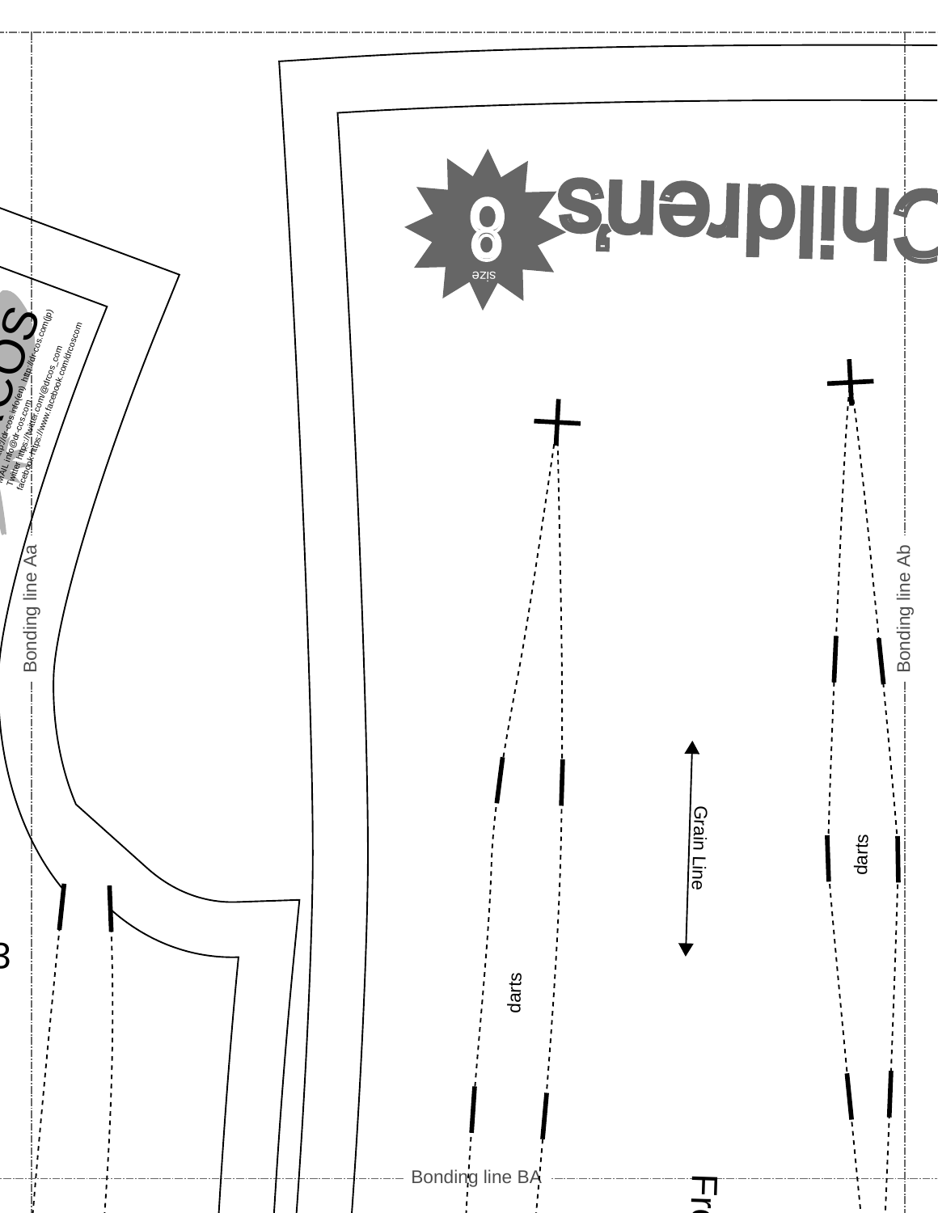Children's

size 8

http://dr-cos.info(en) http://dr-cos.com(jp)
MAIL info@dr-cos.com
Twitter https://twitter.com/@drcos_com
facebook https://www.facebook.com/drcoscom

Bonding line Aa

Bonding line Ab

darts

Grain Line

darts

Bonding line BA

3

Fro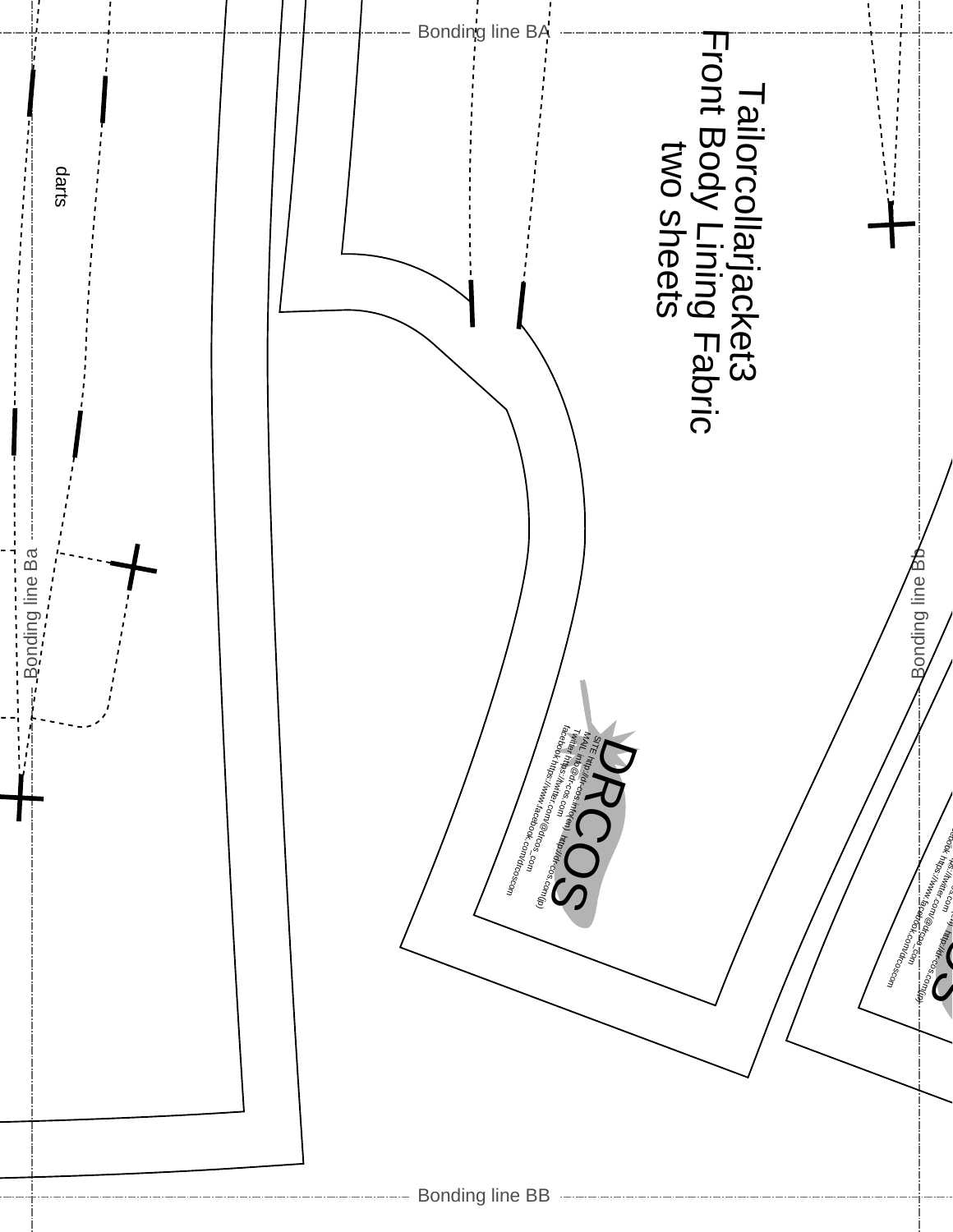Bonding line BA

# Tailorcollarjacket3
## Front Body Lining Fabric
two sheets

darts

Bonding line Ba

Bonding line Bb

DRCOS

SITE http://dr-cos.info(en) http://dr-cos.com(jp)
MAIL info@dr-cos.com
Twitter https://twitter.com/@drcos_com
facebook https://www.facebook.com/drcoscom

Bonding line BB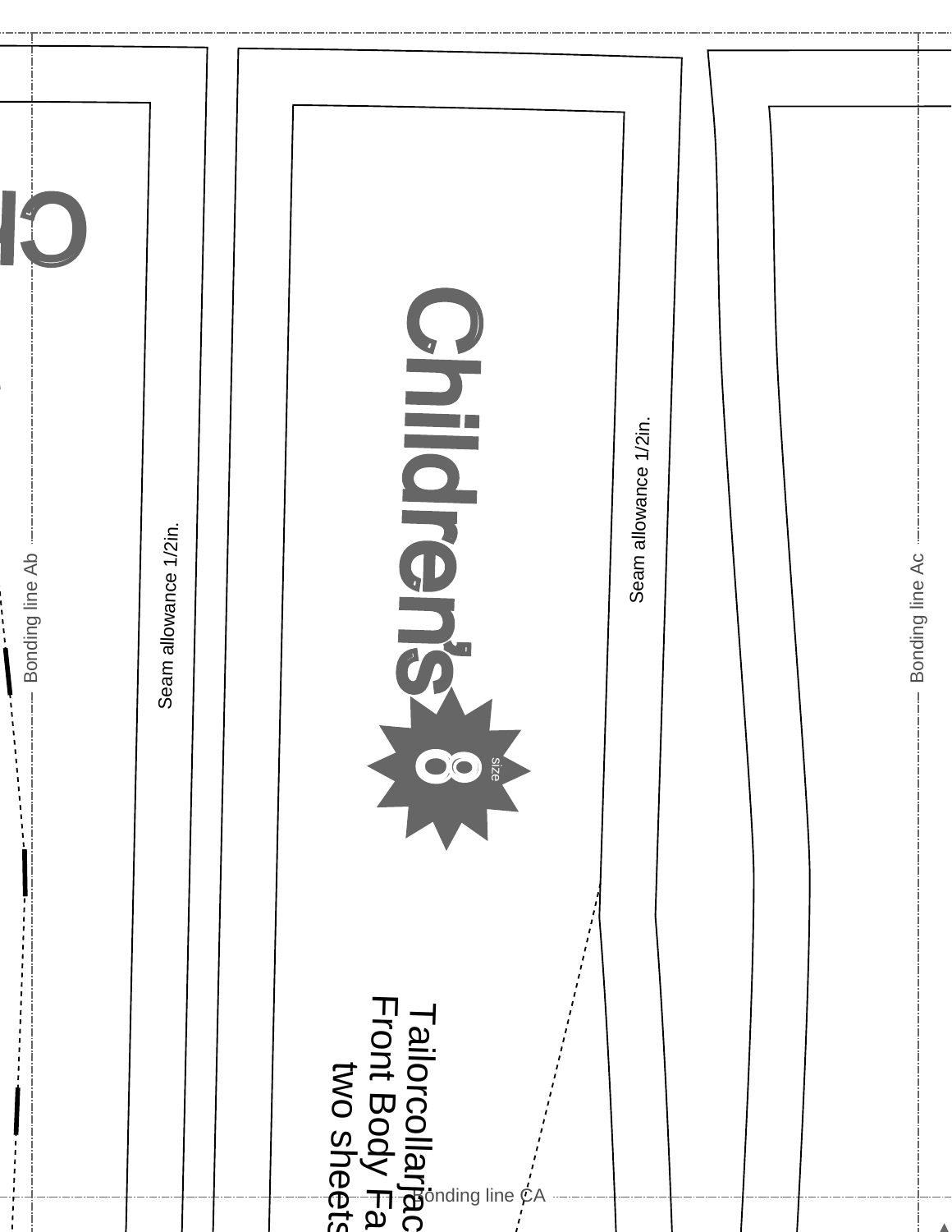Bonding line Ab

Seam allowance 1/2in.

Children's

8 size

Tailorcollarjac
Front Body Fa
two sheets

Seam allowance 1/2in.

Bonding line Ac

Bonding line CA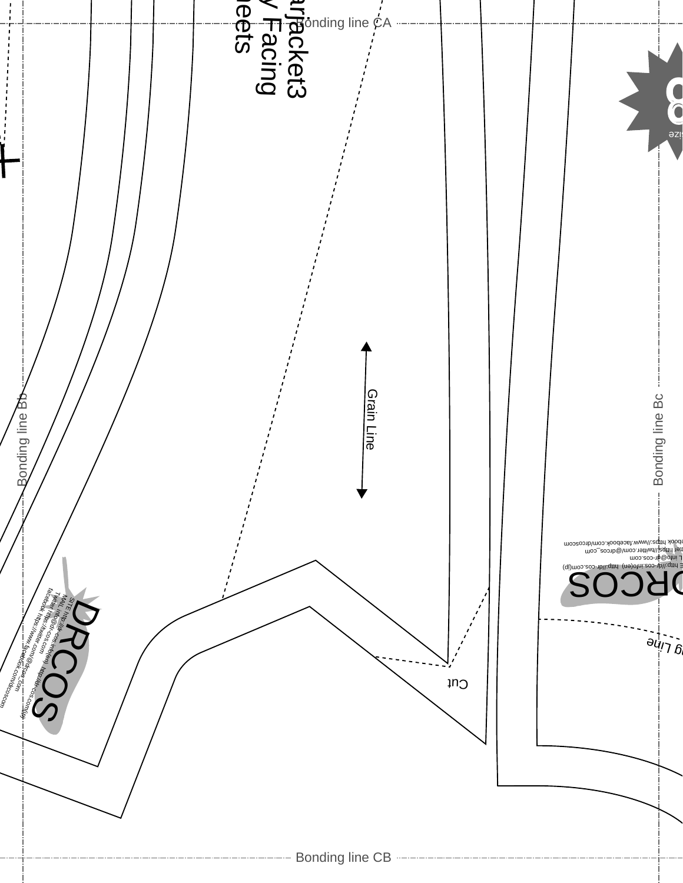Bonding line CA

arjacket3

y Facing

eets

ize

Grain Line

Bonding line Bb

Bonding line Bc

DRCOS

SITE http://dr-cos.info(en) http://dr-cos.com(jp)

MAIL info@dr-cos.com

Twitter https://twitter.com/@drcos_com

facebook https://www.facebook.com/drcoscom

Cut

g Line

Bonding line CB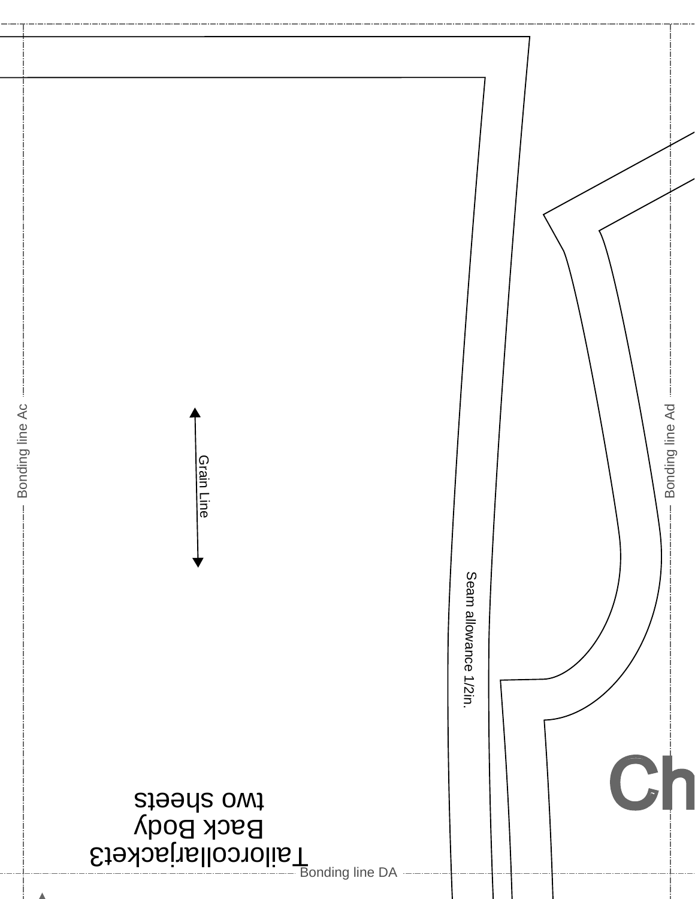Bonding line Ac

Bonding line Ad

Grain Line

Seam allowance 1/2in.

Tailorcollarjacket3
Back Body
two sheets

Ch

Bonding line DA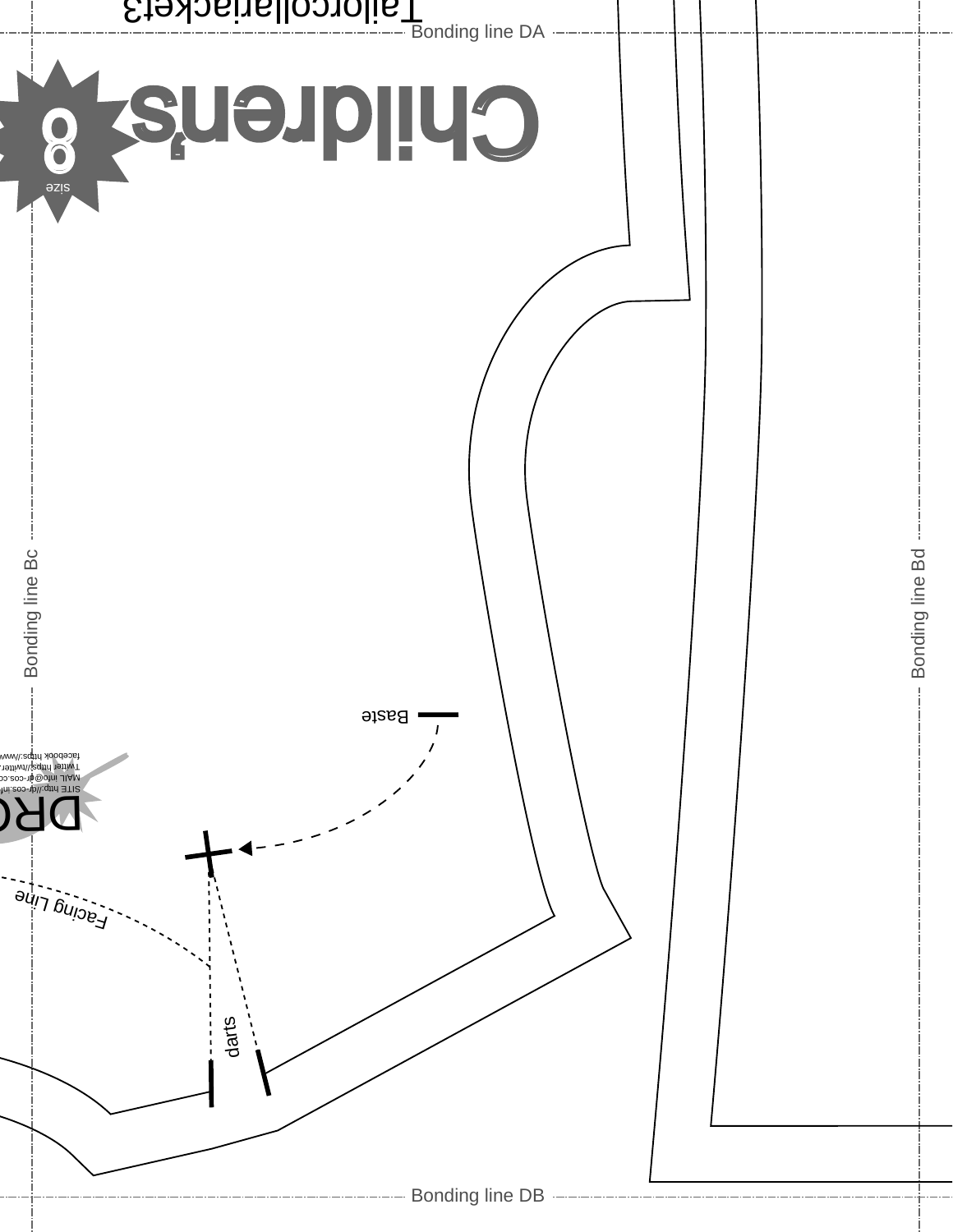Tailorcollarjacket3

Bonding line DA

Children's

size 8

Bonding line Bc

Bonding line Bd

Baste

SITE http://dr-cos.nf
MAIL info@dr-cos.co
Twitter https://twitter.
facebook https://www

DRO

Facing Line

darts

Bonding line DB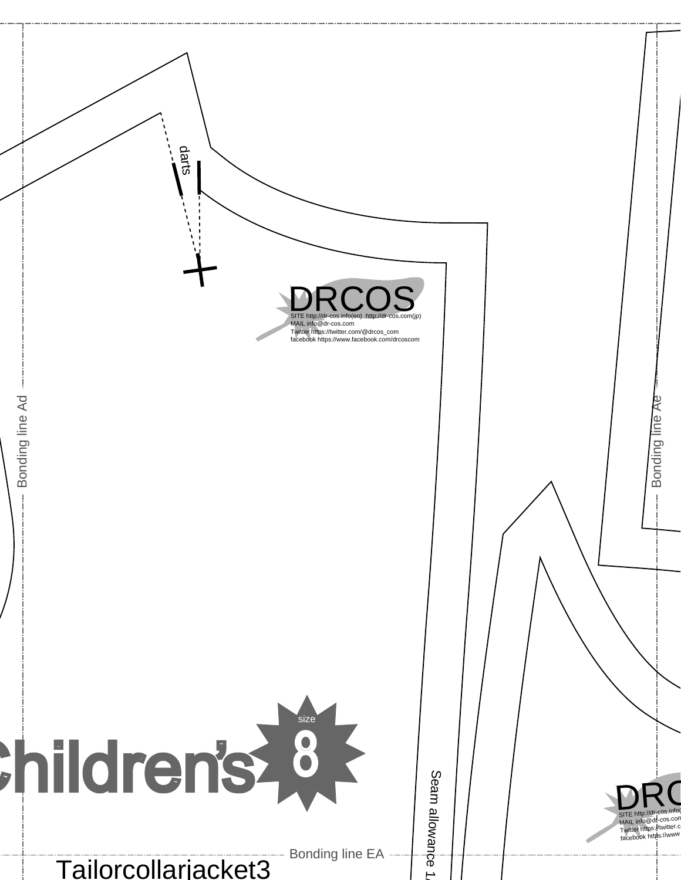darts

DRCOS

SITE http://dr-cos.info(en) http://dr-cos.com(jp)
MAIL info@dr-cos.com
Twitter https://twitter.com/@drcos_com
facebook https://www.facebook.com/drcoscom

Bonding line Ad

Bonding line Ae

Children's size 8

Seam allowance 1.

DRC

SITE http://dr-cos.info(
MAIL info@dr-cos.com
Twitter https://twitter.c
facebook https://www

Bonding line EA

Tailorcollarjacket3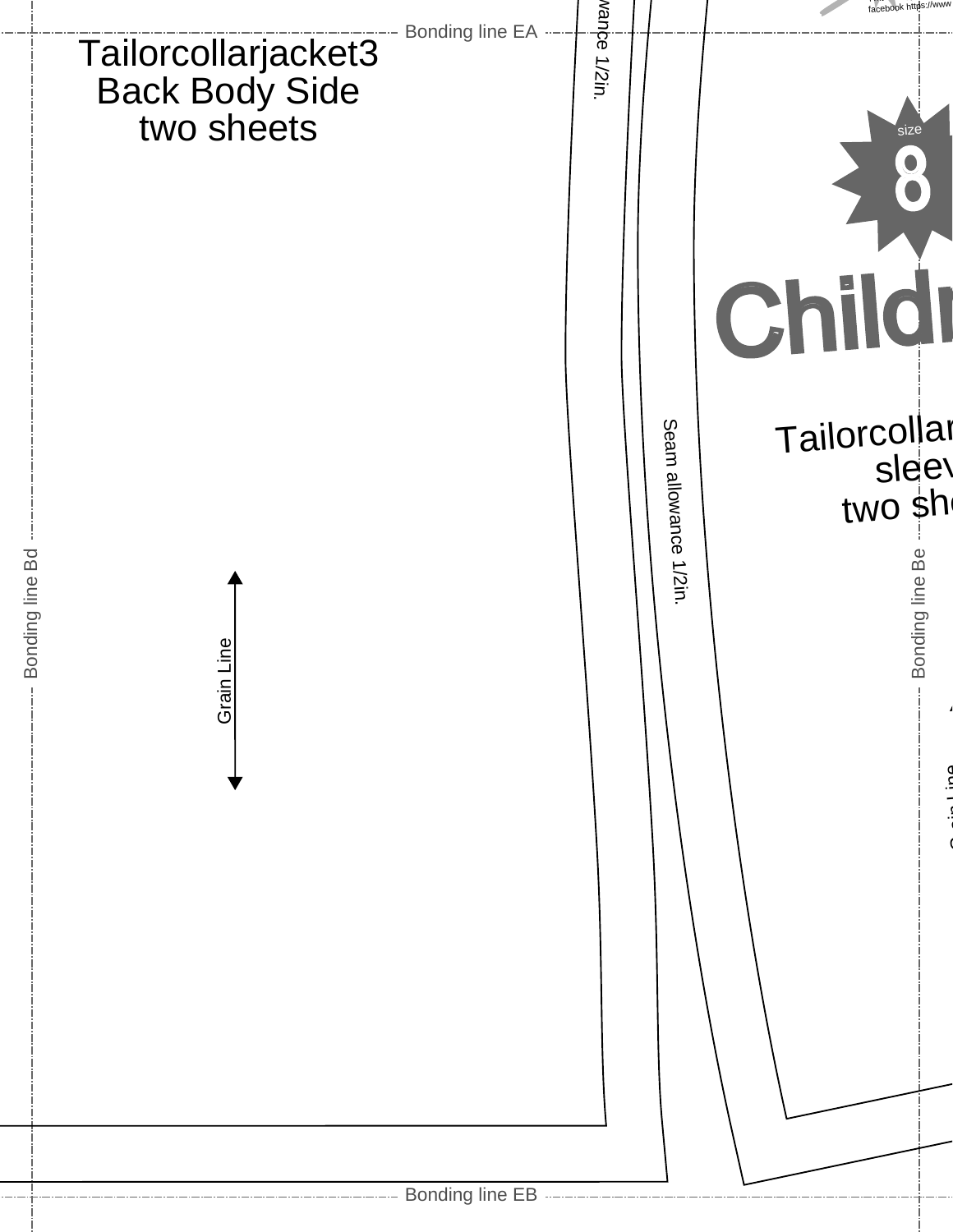Bonding line EA

# Tailorcollarjacket3 Back Body Side two sheets

wance 1/2in.

facebook https://www

size

8

Childr

Tailorcollar
sleev
two she

Seam allowance 1/2in.

Bonding line Bd

Bonding line Be

Grain Line

Grain Line

Bonding line EB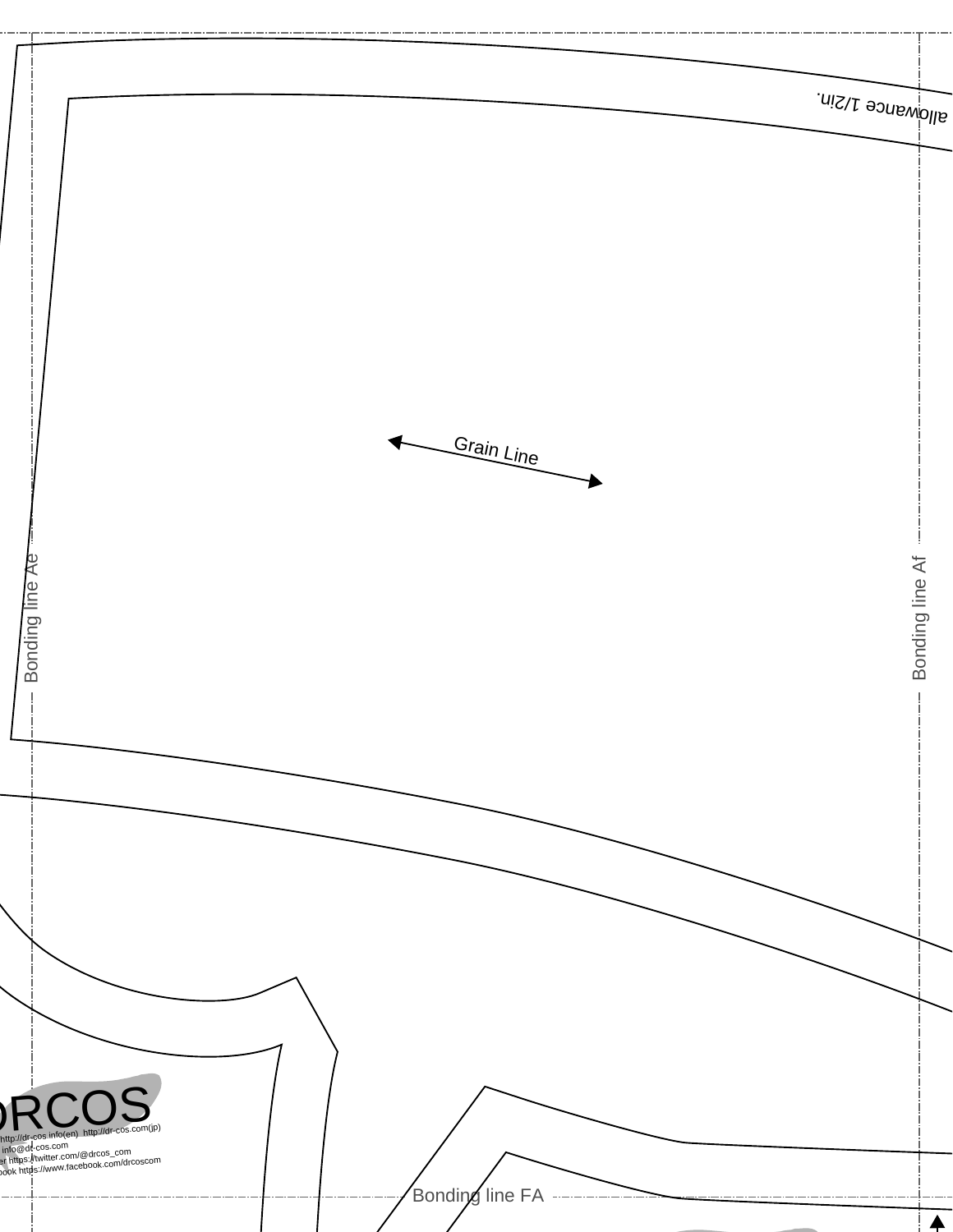allowance 1/2in.

Grain Line

Bonding line Ae

Bonding line Af

DRCOS

http://dr-cos.info(en) http://dr-cos.com(jp)

info@dr-cos.com

https://twitter.com/@drcos_com

https://www.facebook.com/drcoscom

Bonding line FA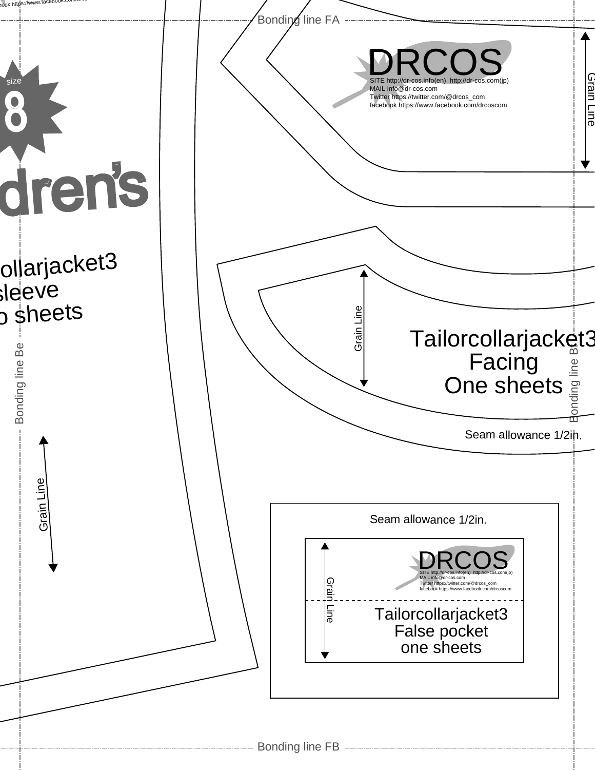book https://www.facebook.com/drc

Bonding line FA

DRCOS

SITE http://dr-cos.info(en) http://dr-cos.com(jp)
MAIL info@dr-cos.com
Twitter https://twitter.com/@drcos_com
facebook https://www.facebook.com/drcoscom

Grain Line

size

8

dren's

ollarjacket3
sleeve
o sheets

Grain Line

Tailorcollarjacket3
Facing
One sheets

Bonding line Be

Bonding line Be

Seam allowance 1/2in.

Grain Line

Seam allowance 1/2in.

DRCOS

SITE http://dr-cos.info(en) http://dr-cos.com(jp)
MAIL info@dr-cos.com
Twitter https://twitter.com/@drcos_com
facebook https://www.facebook.com/drcoscom

Grain Line

Tailorcollarjacket3
False pocket
one sheets

Bonding line FB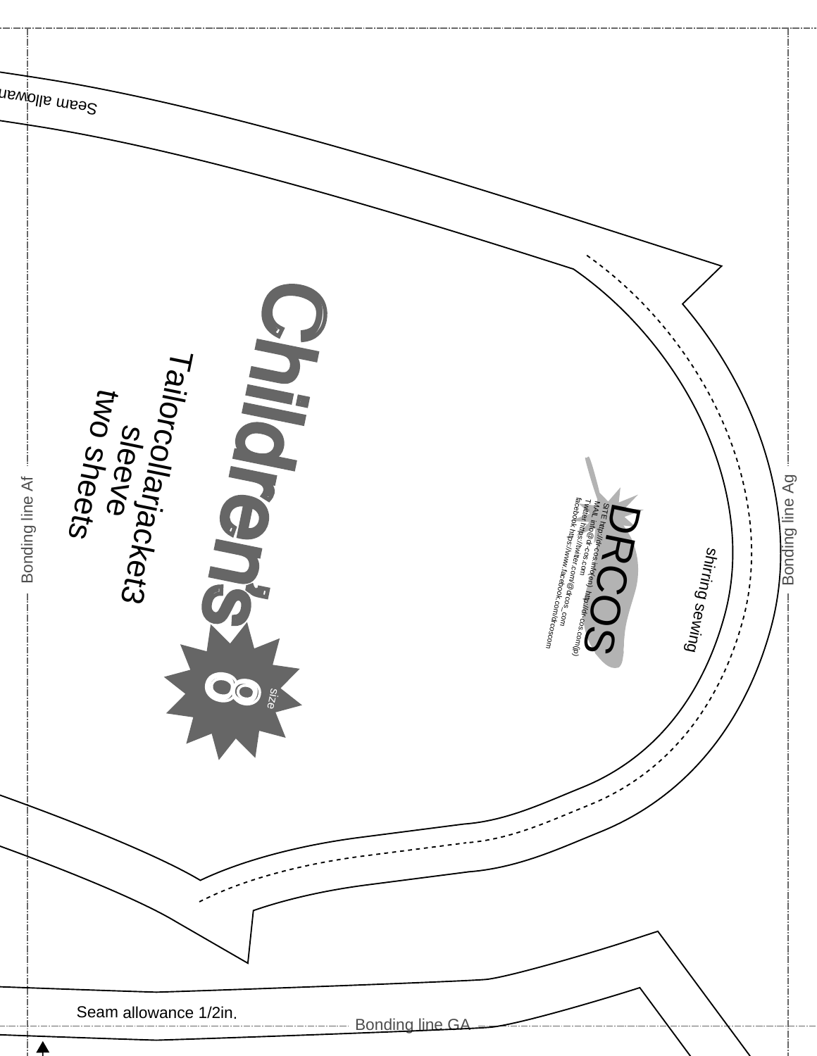Seam allowan

Children's

Tailorcollarjacket3
sleeve
two sheets

8
size

DRCOS
SITE http://dr-cos.info(en) http://dr-cos.com(jp)
MAIL info@dr-cos.com
Twitter https://twitter.com/@drcos_com
facebook https://www.facebook.com/drcoscom

shirring sewing

Bonding line Af

Bonding line Ag

Seam allowance 1/2in.

Bonding line GA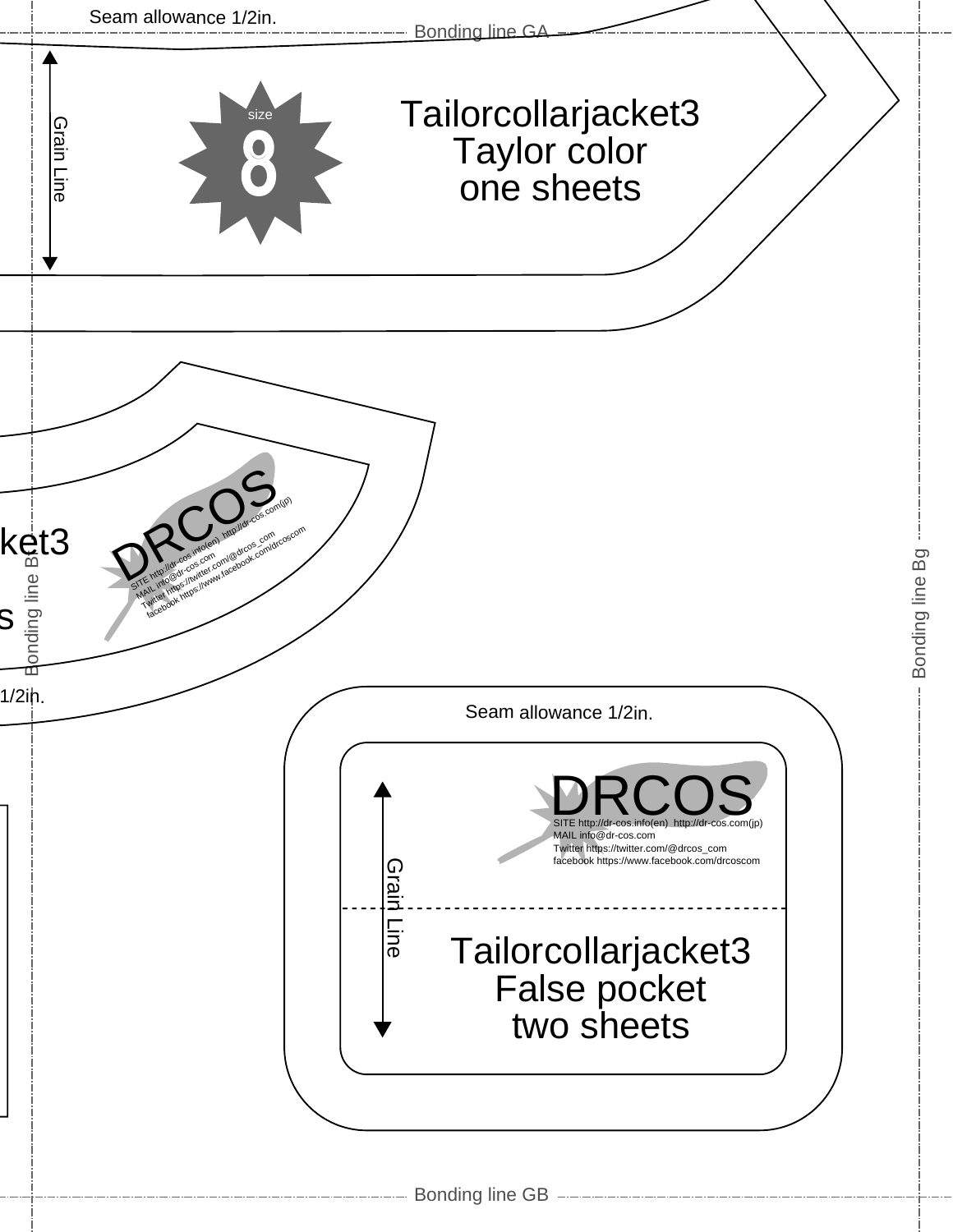Seam allowance 1/2in.

Bonding line GA

Grain Line

size 8

Tailorcollarjacket3
Taylor color
one sheets

ket3

s

Bonding line Bg

DRCOS

SITE http://dr-cos.info(en) http://dr-cos.com(jp)
MAIL info@dr-cos.com
Twitter https://twitter.com/@drcos_com
facebook https://www.facebook.com/drcoscom

1/2in.

Bonding line Bg

Seam allowance 1/2in.

DRCOS

SITE http://dr-cos.info(en) http://dr-cos.com(jp)
MAIL info@dr-cos.com
Twitter https://twitter.com/@drcos_com
facebook https://www.facebook.com/drcoscom

Grain Line

Tailorcollarjacket3
False pocket
two sheets

Bonding line GB